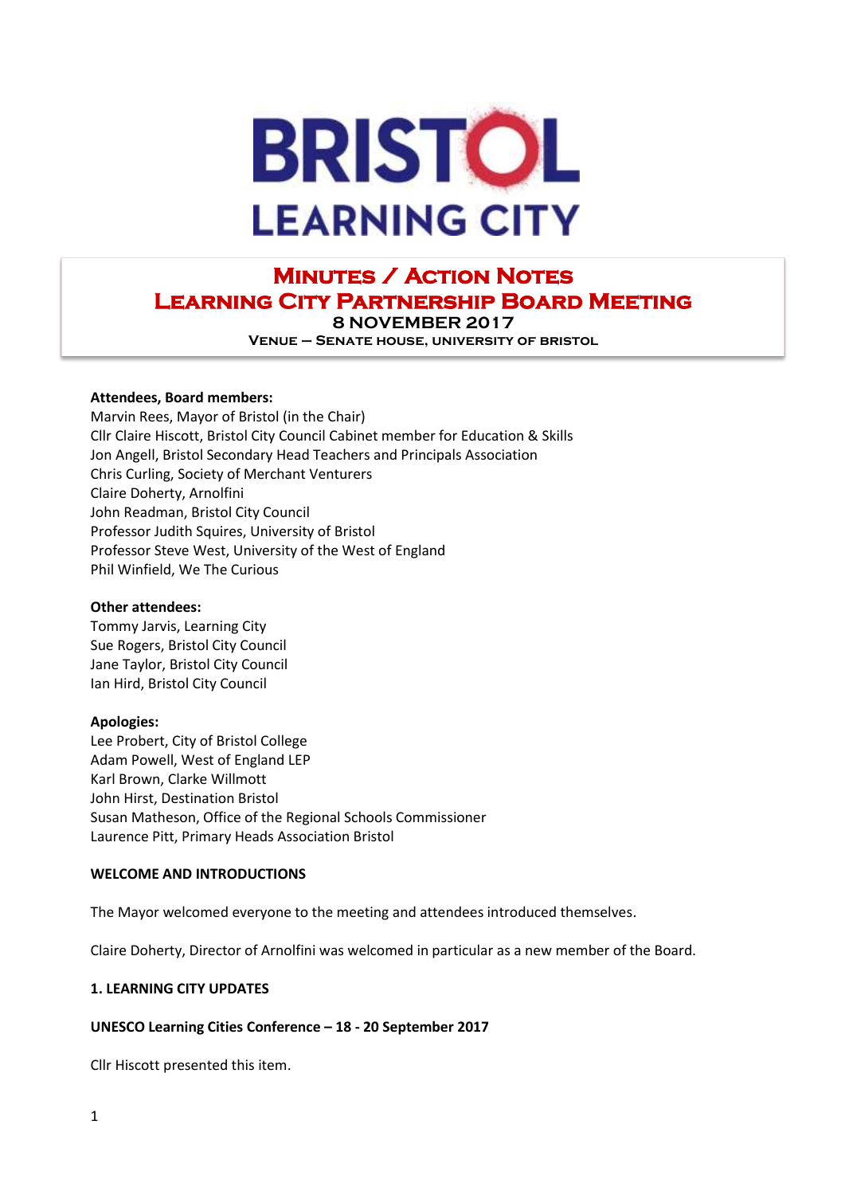# BRISTOL LEARNING CITY

## Minutes / Action Notes
## Learning City Partnership Board Meeting
### 8 NOVEMBER 2017
**Venue – Senate house, University of Bristol**

**Attendees, Board members:**
Marvin Rees, Mayor of Bristol (in the Chair)
Cllr Claire Hiscott, Bristol City Council Cabinet member for Education & Skills
Jon Angell, Bristol Secondary Head Teachers and Principals Association
Chris Curling, Society of Merchant Venturers
Claire Doherty, Arnolfini
John Readman, Bristol City Council
Professor Judith Squires, University of Bristol
Professor Steve West, University of the West of England
Phil Winfield, We The Curious

**Other attendees:**
Tommy Jarvis, Learning City
Sue Rogers, Bristol City Council
Jane Taylor, Bristol City Council
Ian Hird, Bristol City Council

**Apologies:**
Lee Probert, City of Bristol College
Adam Powell, West of England LEP
Karl Brown, Clarke Willmott
John Hirst, Destination Bristol
Susan Matheson, Office of the Regional Schools Commissioner
Laurence Pitt, Primary Heads Association Bristol

**WELCOME AND INTRODUCTIONS**

The Mayor welcomed everyone to the meeting and attendees introduced themselves.

Claire Doherty, Director of Arnolfini was welcomed in particular as a new member of the Board.

**1. LEARNING CITY UPDATES**

**UNESCO Learning Cities Conference – 18 - 20 September 2017**

Cllr Hiscott presented this item.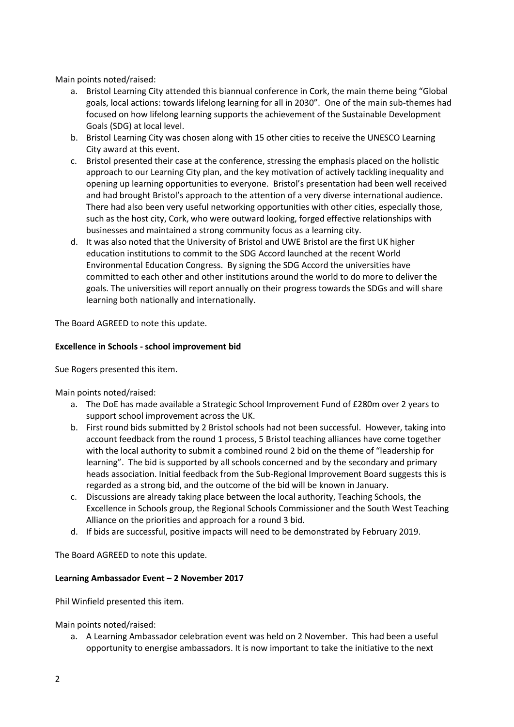Main points noted/raised:

a. Bristol Learning City attended this biannual conference in Cork, the main theme being "Global goals, local actions: towards lifelong learning for all in 2030". One of the main sub-themes had focused on how lifelong learning supports the achievement of the Sustainable Development Goals (SDG) at local level.
b. Bristol Learning City was chosen along with 15 other cities to receive the UNESCO Learning City award at this event.
c. Bristol presented their case at the conference, stressing the emphasis placed on the holistic approach to our Learning City plan, and the key motivation of actively tackling inequality and opening up learning opportunities to everyone. Bristol's presentation had been well received and had brought Bristol's approach to the attention of a very diverse international audience. There had also been very useful networking opportunities with other cities, especially those, such as the host city, Cork, who were outward looking, forged effective relationships with businesses and maintained a strong community focus as a learning city.
d. It was also noted that the University of Bristol and UWE Bristol are the first UK higher education institutions to commit to the SDG Accord launched at the recent World Environmental Education Congress. By signing the SDG Accord the universities have committed to each other and other institutions around the world to do more to deliver the goals. The universities will report annually on their progress towards the SDGs and will share learning both nationally and internationally.

The Board AGREED to note this update.

**Excellence in Schools - school improvement bid**

Sue Rogers presented this item.

Main points noted/raised:

a. The DoE has made available a Strategic School Improvement Fund of £280m over 2 years to support school improvement across the UK.
b. First round bids submitted by 2 Bristol schools had not been successful. However, taking into account feedback from the round 1 process, 5 Bristol teaching alliances have come together with the local authority to submit a combined round 2 bid on the theme of "leadership for learning". The bid is supported by all schools concerned and by the secondary and primary heads association. Initial feedback from the Sub-Regional Improvement Board suggests this is regarded as a strong bid, and the outcome of the bid will be known in January.
c. Discussions are already taking place between the local authority, Teaching Schools, the Excellence in Schools group, the Regional Schools Commissioner and the South West Teaching Alliance on the priorities and approach for a round 3 bid.
d. If bids are successful, positive impacts will need to be demonstrated by February 2019.

The Board AGREED to note this update.

**Learning Ambassador Event – 2 November 2017**

Phil Winfield presented this item.

Main points noted/raised:

a. A Learning Ambassador celebration event was held on 2 November. This had been a useful opportunity to energise ambassadors. It is now important to take the initiative to the next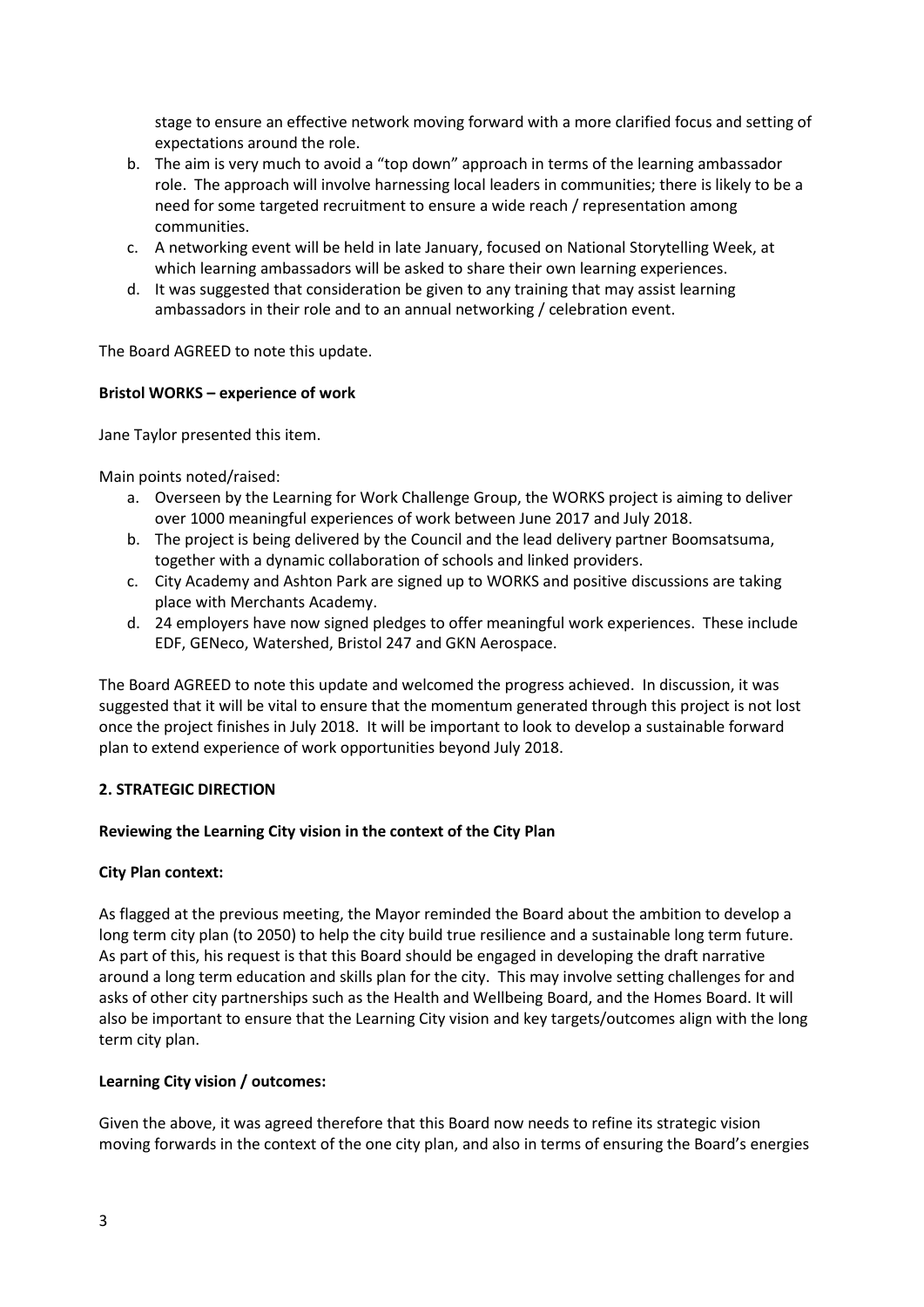stage to ensure an effective network moving forward with a more clarified focus and setting of expectations around the role.

b. The aim is very much to avoid a "top down" approach in terms of the learning ambassador role. The approach will involve harnessing local leaders in communities; there is likely to be a need for some targeted recruitment to ensure a wide reach / representation among communities.
c. A networking event will be held in late January, focused on National Storytelling Week, at which learning ambassadors will be asked to share their own learning experiences.
d. It was suggested that consideration be given to any training that may assist learning ambassadors in their role and to an annual networking / celebration event.

The Board AGREED to note this update.

**Bristol WORKS – experience of work**

Jane Taylor presented this item.

Main points noted/raised:

a. Overseen by the Learning for Work Challenge Group, the WORKS project is aiming to deliver over 1000 meaningful experiences of work between June 2017 and July 2018.
b. The project is being delivered by the Council and the lead delivery partner Boomsatsuma, together with a dynamic collaboration of schools and linked providers.
c. City Academy and Ashton Park are signed up to WORKS and positive discussions are taking place with Merchants Academy.
d. 24 employers have now signed pledges to offer meaningful work experiences. These include EDF, GENeco, Watershed, Bristol 247 and GKN Aerospace.

The Board AGREED to note this update and welcomed the progress achieved. In discussion, it was suggested that it will be vital to ensure that the momentum generated through this project is not lost once the project finishes in July 2018. It will be important to look to develop a sustainable forward plan to extend experience of work opportunities beyond July 2018.

**2. STRATEGIC DIRECTION**

**Reviewing the Learning City vision in the context of the City Plan**

**City Plan context:**

As flagged at the previous meeting, the Mayor reminded the Board about the ambition to develop a long term city plan (to 2050) to help the city build true resilience and a sustainable long term future. As part of this, his request is that this Board should be engaged in developing the draft narrative around a long term education and skills plan for the city. This may involve setting challenges for and asks of other city partnerships such as the Health and Wellbeing Board, and the Homes Board. It will also be important to ensure that the Learning City vision and key targets/outcomes align with the long term city plan.

**Learning City vision / outcomes:**

Given the above, it was agreed therefore that this Board now needs to refine its strategic vision moving forwards in the context of the one city plan, and also in terms of ensuring the Board's energies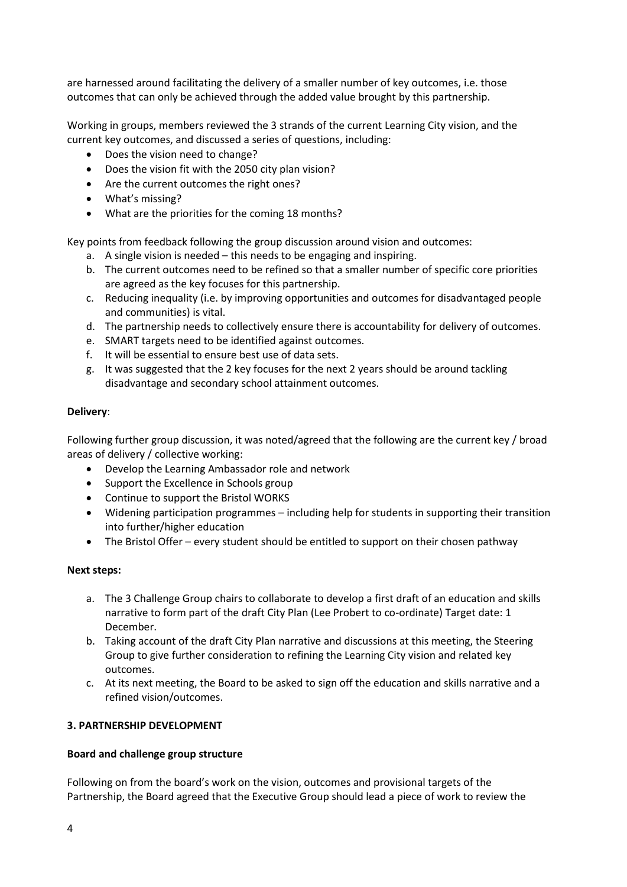are harnessed around facilitating the delivery of a smaller number of key outcomes, i.e. those outcomes that can only be achieved through the added value brought by this partnership.

Working in groups, members reviewed the 3 strands of the current Learning City vision, and the current key outcomes, and discussed a series of questions, including:

- Does the vision need to change?
- Does the vision fit with the 2050 city plan vision?
- Are the current outcomes the right ones?
- What's missing?
- What are the priorities for the coming 18 months?

Key points from feedback following the group discussion around vision and outcomes:

a. A single vision is needed – this needs to be engaging and inspiring.
b. The current outcomes need to be refined so that a smaller number of specific core priorities are agreed as the key focuses for this partnership.
c. Reducing inequality (i.e. by improving opportunities and outcomes for disadvantaged people and communities) is vital.
d. The partnership needs to collectively ensure there is accountability for delivery of outcomes.
e. SMART targets need to be identified against outcomes.
f. It will be essential to ensure best use of data sets.
g. It was suggested that the 2 key focuses for the next 2 years should be around tackling disadvantage and secondary school attainment outcomes.

**Delivery**:

Following further group discussion, it was noted/agreed that the following are the current key / broad areas of delivery / collective working:

- Develop the Learning Ambassador role and network
- Support the Excellence in Schools group
- Continue to support the Bristol WORKS
- Widening participation programmes – including help for students in supporting their transition into further/higher education
- The Bristol Offer – every student should be entitled to support on their chosen pathway

**Next steps:**

a. The 3 Challenge Group chairs to collaborate to develop a first draft of an education and skills narrative to form part of the draft City Plan (Lee Probert to co-ordinate) Target date: 1 December.
b. Taking account of the draft City Plan narrative and discussions at this meeting, the Steering Group to give further consideration to refining the Learning City vision and related key outcomes.
c. At its next meeting, the Board to be asked to sign off the education and skills narrative and a refined vision/outcomes.

### 3. PARTNERSHIP DEVELOPMENT

**Board and challenge group structure**

Following on from the board's work on the vision, outcomes and provisional targets of the Partnership, the Board agreed that the Executive Group should lead a piece of work to review the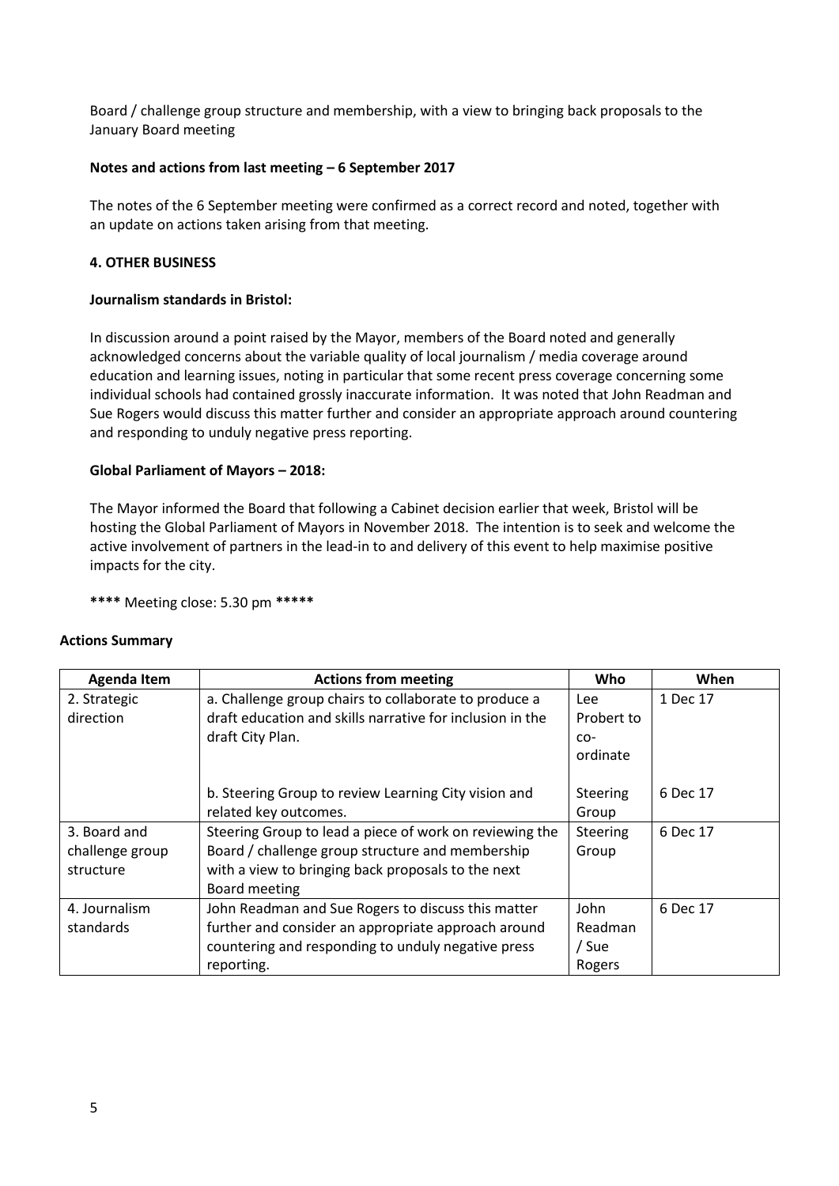Board / challenge group structure and membership, with a view to bringing back proposals to the January Board meeting

**Notes and actions from last meeting – 6 September 2017**

The notes of the 6 September meeting were confirmed as a correct record and noted, together with an update on actions taken arising from that meeting.

**4. OTHER BUSINESS**

**Journalism standards in Bristol:**

In discussion around a point raised by the Mayor, members of the Board noted and generally acknowledged concerns about the variable quality of local journalism / media coverage around education and learning issues, noting in particular that some recent press coverage concerning some individual schools had contained grossly inaccurate information. It was noted that John Readman and Sue Rogers would discuss this matter further and consider an appropriate approach around countering and responding to unduly negative press reporting.

**Global Parliament of Mayors – 2018:**

The Mayor informed the Board that following a Cabinet decision earlier that week, Bristol will be hosting the Global Parliament of Mayors in November 2018. The intention is to seek and welcome the active involvement of partners in the lead-in to and delivery of this event to help maximise positive impacts for the city.

**\*\*\*\*** Meeting close: 5.30 pm **\*\*\*\*\***

**Actions Summary**

| Agenda Item | Actions from meeting | Who | When |
|---|---|---|---|
| 2. Strategic direction | a. Challenge group chairs to collaborate to produce a draft education and skills narrative for inclusion in the draft City Plan. | Lee Probert to co-ordinate | 1 Dec 17 |
| | b. Steering Group to review Learning City vision and related key outcomes. | Steering Group | 6 Dec 17 |
| 3. Board and challenge group structure | Steering Group to lead a piece of work on reviewing the Board / challenge group structure and membership with a view to bringing back proposals to the next Board meeting | Steering Group | 6 Dec 17 |
| 4. Journalism standards | John Readman and Sue Rogers to discuss this matter further and consider an appropriate approach around countering and responding to unduly negative press reporting. | John Readman / Sue Rogers | 6 Dec 17 |